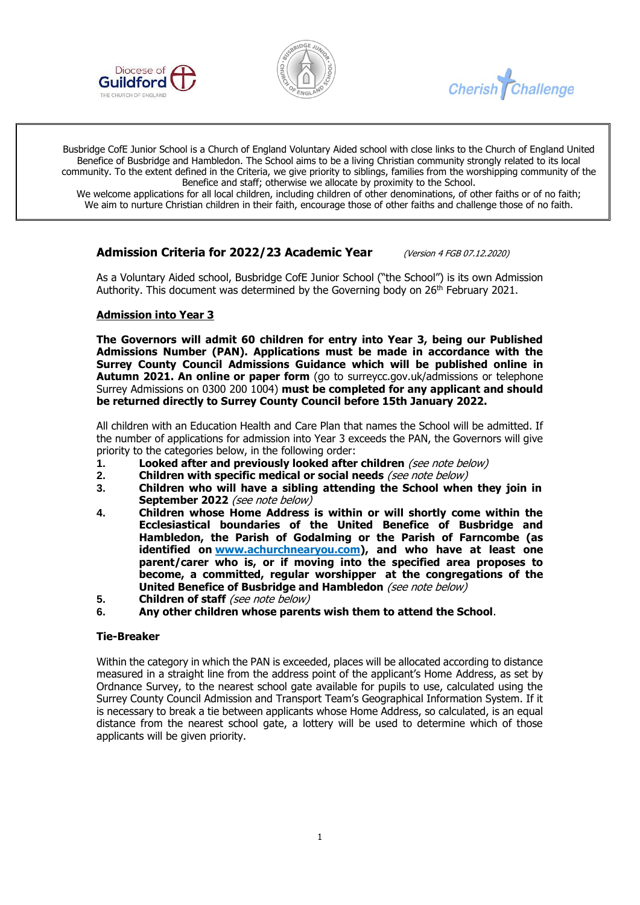Busbridge CofE Junior School is a Church of England Voluntary Aided school with close links to the Church of England United Benefice of Busbridge and Hambledon. The School aims to be a living Christian community strongly related to its local community. To the extent defined in the Criteria, we give priority to siblings, families from the worshipping community of the Benefice and staff; otherwise we allocate by proximity to the School.
We welcome applications for all local children, including children of other denominations, of other faiths or of no faith; We aim to nurture Christian children in their faith, encourage those of other faiths and challenge those of no faith.

## Admission Criteria for 2022/23 Academic Year

*(Version 4 FGB 07.12.2020)*

As a Voluntary Aided school, Busbridge CofE Junior School ("the School") is its own Admission Authority. This document was determined by the Governing body on 26th February 2021.

### Admission into Year 3

**The Governors will admit 60 children for entry into Year 3, being our Published Admissions Number (PAN). Applications must be made in accordance with the Surrey County Council Admissions Guidance which will be published online in Autumn 2021. An online or paper form** (go to surreycc.gov.uk/admissions or telephone Surrey Admissions on 0300 200 1004) **must be completed for any applicant and should be returned directly to Surrey County Council before 15th January 2022.**

All children with an Education Health and Care Plan that names the School will be admitted. If the number of applications for admission into Year 3 exceeds the PAN, the Governors will give priority to the categories below, in the following order:

1. **Looked after and previously looked after children** *(see note below)*
2. **Children with specific medical or social needs** *(see note below)*
3. **Children who will have a sibling attending the School when they join in September 2022** *(see note below)*
4. **Children whose Home Address is within or will shortly come within the Ecclesiastical boundaries of the United Benefice of Busbridge and Hambledon, the Parish of Godalming or the Parish of Farncombe (as identified on www.achurchnearyou.com), and who have at least one parent/carer who is, or if moving into the specified area proposes to become, a committed, regular worshipper at the congregations of the United Benefice of Busbridge and Hambledon** *(see note below)*
5. **Children of staff** *(see note below)*
6. **Any other children whose parents wish them to attend the School**.

### Tie-Breaker

Within the category in which the PAN is exceeded, places will be allocated according to distance measured in a straight line from the address point of the applicant's Home Address, as set by Ordnance Survey, to the nearest school gate available for pupils to use, calculated using the Surrey County Council Admission and Transport Team's Geographical Information System. If it is necessary to break a tie between applicants whose Home Address, so calculated, is an equal distance from the nearest school gate, a lottery will be used to determine which of those applicants will be given priority.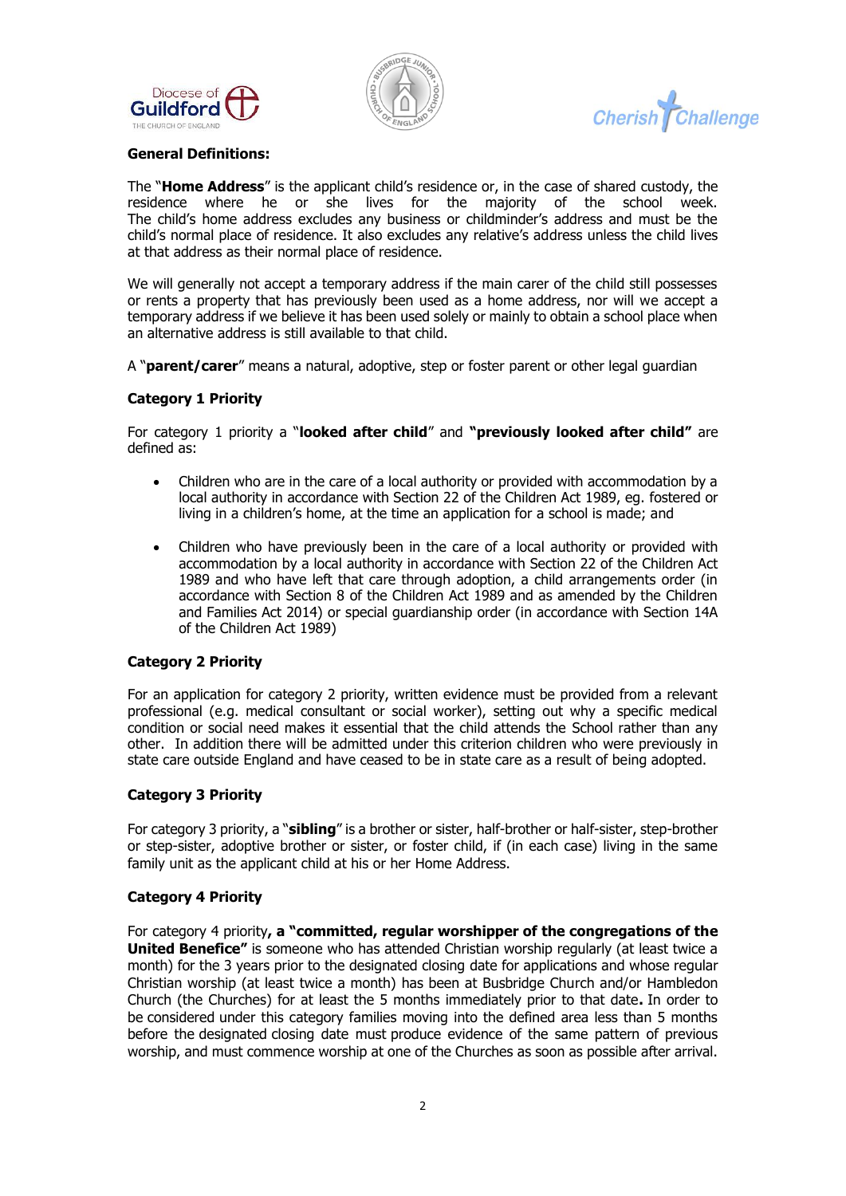**General Definitions:**

The "**Home Address**" is the applicant child's residence or, in the case of shared custody, the residence where he or she lives for the majority of the school week. The child's home address excludes any business or childminder's address and must be the child's normal place of residence. It also excludes any relative's address unless the child lives at that address as their normal place of residence.

We will generally not accept a temporary address if the main carer of the child still possesses or rents a property that has previously been used as a home address, nor will we accept a temporary address if we believe it has been used solely or mainly to obtain a school place when an alternative address is still available to that child.

A "**parent/carer**" means a natural, adoptive, step or foster parent or other legal guardian

**Category 1 Priority**

For category 1 priority a "**looked after child**" and **"previously looked after child"** are defined as:

- Children who are in the care of a local authority or provided with accommodation by a local authority in accordance with Section 22 of the Children Act 1989, eg. fostered or living in a children's home, at the time an application for a school is made; and
- Children who have previously been in the care of a local authority or provided with accommodation by a local authority in accordance with Section 22 of the Children Act 1989 and who have left that care through adoption, a child arrangements order (in accordance with Section 8 of the Children Act 1989 and as amended by the Children and Families Act 2014) or special guardianship order (in accordance with Section 14A of the Children Act 1989)

**Category 2 Priority**

For an application for category 2 priority, written evidence must be provided from a relevant professional (e.g. medical consultant or social worker), setting out why a specific medical condition or social need makes it essential that the child attends the School rather than any other. In addition there will be admitted under this criterion children who were previously in state care outside England and have ceased to be in state care as a result of being adopted.

**Category 3 Priority**

For category 3 priority, a "**sibling**" is a brother or sister, half-brother or half-sister, step-brother or step-sister, adoptive brother or sister, or foster child, if (in each case) living in the same family unit as the applicant child at his or her Home Address.

**Category 4 Priority**

For category 4 priority**, a "committed, regular worshipper of the congregations of the United Benefice"** is someone who has attended Christian worship regularly (at least twice a month) for the 3 years prior to the designated closing date for applications and whose regular Christian worship (at least twice a month) has been at Busbridge Church and/or Hambledon Church (the Churches) for at least the 5 months immediately prior to that date**.** In order to be considered under this category families moving into the defined area less than 5 months before the designated closing date must produce evidence of the same pattern of previous worship, and must commence worship at one of the Churches as soon as possible after arrival.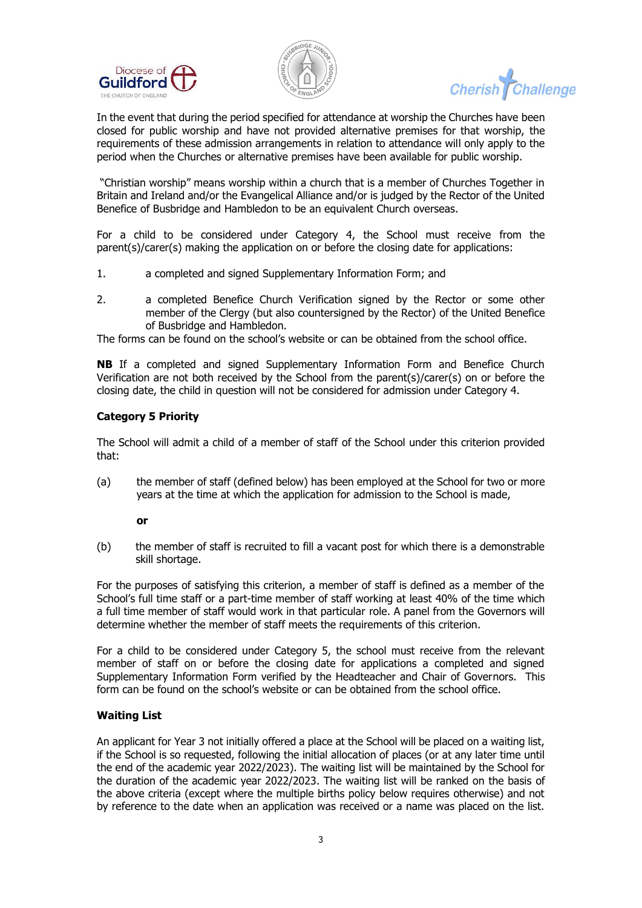In the event that during the period specified for attendance at worship the Churches have been closed for public worship and have not provided alternative premises for that worship, the requirements of these admission arrangements in relation to attendance will only apply to the period when the Churches or alternative premises have been available for public worship.

"Christian worship" means worship within a church that is a member of Churches Together in Britain and Ireland and/or the Evangelical Alliance and/or is judged by the Rector of the United Benefice of Busbridge and Hambledon to be an equivalent Church overseas.

For a child to be considered under Category 4, the School must receive from the parent(s)/carer(s) making the application on or before the closing date for applications:

1. a completed and signed Supplementary Information Form; and
2. a completed Benefice Church Verification signed by the Rector or some other member of the Clergy (but also countersigned by the Rector) of the United Benefice of Busbridge and Hambledon.

The forms can be found on the school's website or can be obtained from the school office.

**NB** If a completed and signed Supplementary Information Form and Benefice Church Verification are not both received by the School from the parent(s)/carer(s) on or before the closing date, the child in question will not be considered for admission under Category 4.

### Category 5 Priority

The School will admit a child of a member of staff of the School under this criterion provided that:

(a) the member of staff (defined below) has been employed at the School for two or more years at the time at which the application for admission to the School is made,

**or**

(b) the member of staff is recruited to fill a vacant post for which there is a demonstrable skill shortage.

For the purposes of satisfying this criterion, a member of staff is defined as a member of the School's full time staff or a part-time member of staff working at least 40% of the time which a full time member of staff would work in that particular role. A panel from the Governors will determine whether the member of staff meets the requirements of this criterion.

For a child to be considered under Category 5, the school must receive from the relevant member of staff on or before the closing date for applications a completed and signed Supplementary Information Form verified by the Headteacher and Chair of Governors. This form can be found on the school's website or can be obtained from the school office.

### Waiting List

An applicant for Year 3 not initially offered a place at the School will be placed on a waiting list, if the School is so requested, following the initial allocation of places (or at any later time until the end of the academic year 2022/2023). The waiting list will be maintained by the School for the duration of the academic year 2022/2023. The waiting list will be ranked on the basis of the above criteria (except where the multiple births policy below requires otherwise) and not by reference to the date when an application was received or a name was placed on the list.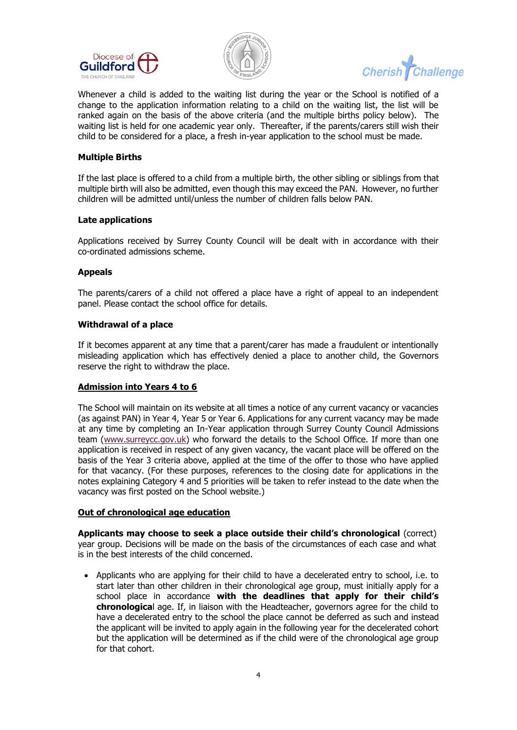Whenever a child is added to the waiting list during the year or the School is notified of a change to the application information relating to a child on the waiting list, the list will be ranked again on the basis of the above criteria (and the multiple births policy below). The waiting list is held for one academic year only. Thereafter, if the parents/carers still wish their child to be considered for a place, a fresh in-year application to the school must be made.

**Multiple Births**

If the last place is offered to a child from a multiple birth, the other sibling or siblings from that multiple birth will also be admitted, even though this may exceed the PAN. However, no further children will be admitted until/unless the number of children falls below PAN.

**Late applications**

Applications received by Surrey County Council will be dealt with in accordance with their co-ordinated admissions scheme.

**Appeals**

The parents/carers of a child not offered a place have a right of appeal to an independent panel. Please contact the school office for details.

**Withdrawal of a place**

If it becomes apparent at any time that a parent/carer has made a fraudulent or intentionally misleading application which has effectively denied a place to another child, the Governors reserve the right to withdraw the place.

**Admission into Years 4 to 6**

The School will maintain on its website at all times a notice of any current vacancy or vacancies (as against PAN) in Year 4, Year 5 or Year 6. Applications for any current vacancy may be made at any time by completing an In-Year application through Surrey County Council Admissions team (www.surreycc.gov.uk) who forward the details to the School Office. If more than one application is received in respect of any given vacancy, the vacant place will be offered on the basis of the Year 3 criteria above, applied at the time of the offer to those who have applied for that vacancy. (For these purposes, references to the closing date for applications in the notes explaining Category 4 and 5 priorities will be taken to refer instead to the date when the vacancy was first posted on the School website.)

**Out of chronological age education**

**Applicants may choose to seek a place outside their child's chronological** (correct) year group. Decisions will be made on the basis of the circumstances of each case and what is in the best interests of the child concerned.

- Applicants who are applying for their child to have a decelerated entry to school, i.e. to start later than other children in their chronological age group, must initially apply for a school place in accordance **with the deadlines that apply for their child's chronological** age. If, in liaison with the Headteacher, governors agree for the child to have a decelerated entry to the school the place cannot be deferred as such and instead the applicant will be invited to apply again in the following year for the decelerated cohort but the application will be determined as if the child were of the chronological age group for that cohort.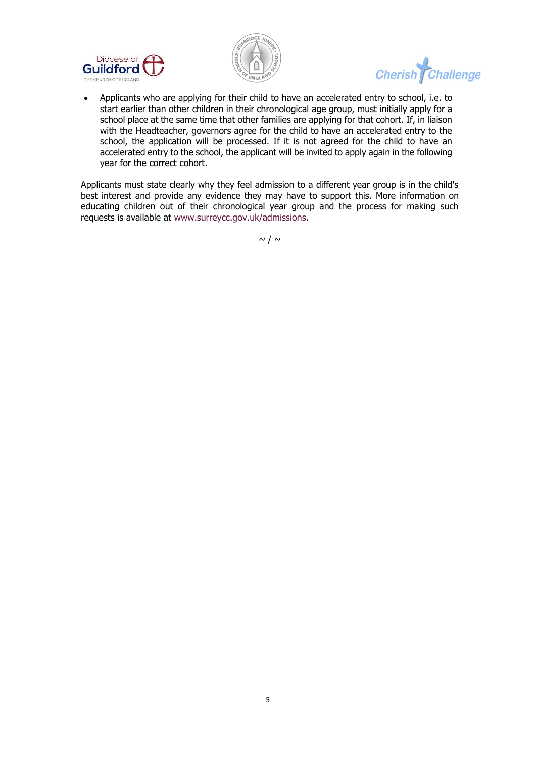- Applicants who are applying for their child to have an accelerated entry to school, i.e. to start earlier than other children in their chronological age group, must initially apply for a school place at the same time that other families are applying for that cohort. If, in liaison with the Headteacher, governors agree for the child to have an accelerated entry to the school, the application will be processed. If it is not agreed for the child to have an accelerated entry to the school, the applicant will be invited to apply again in the following year for the correct cohort.

Applicants must state clearly why they feel admission to a different year group is in the child's best interest and provide any evidence they may have to support this. More information on educating children out of their chronological year group and the process for making such requests is available at www.surreycc.gov.uk/admissions.

~ / ~